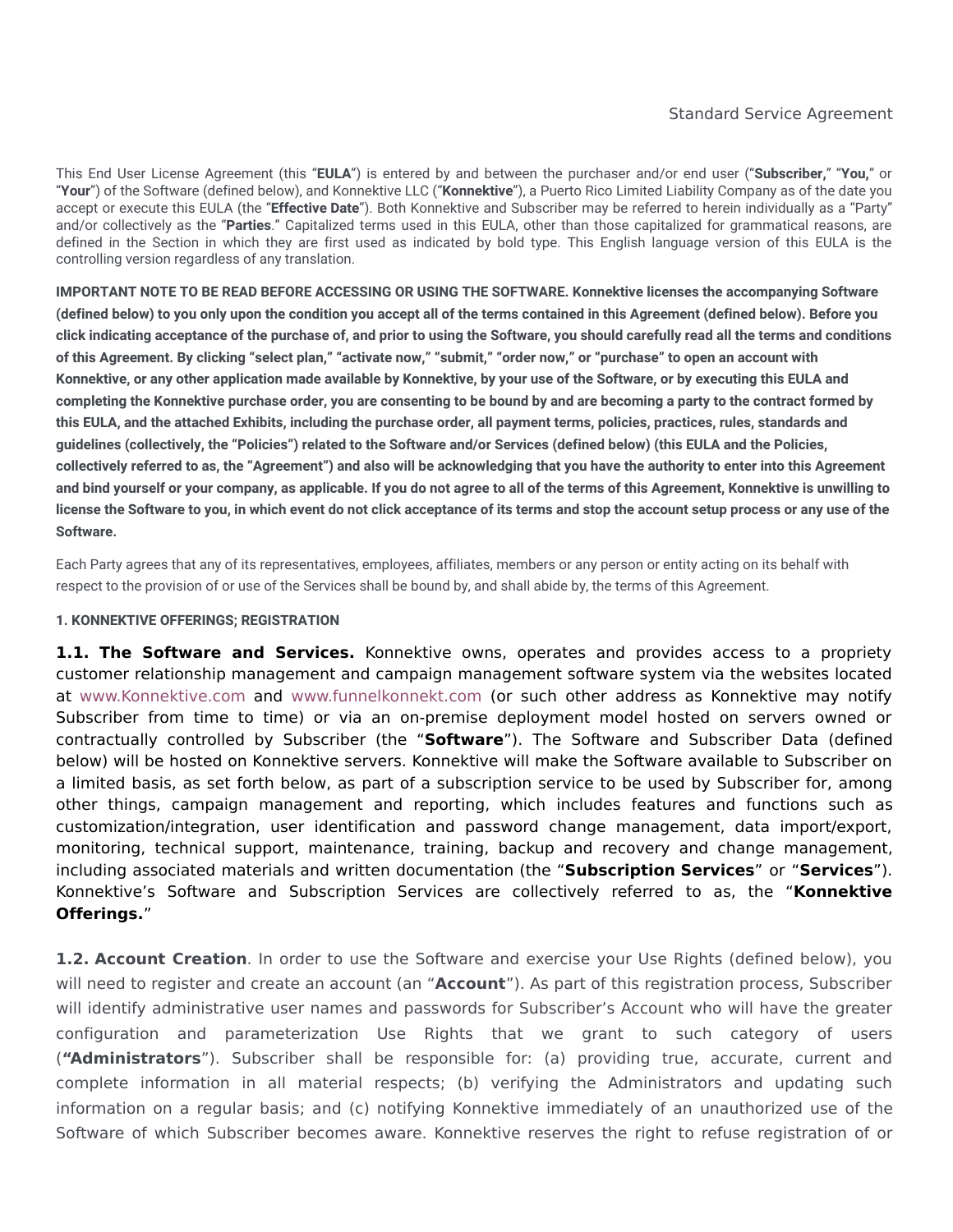Standard Service Agreement

This End User License Agreement (this "**EULA**") is entered by and between the purchaser and/or end user ("**Subscriber,**" "**You,**" or "**Your**") of the Software (defined below), and Konnektive LLC ("**Konnektive**"), a Puerto Rico Limited Liability Company as of the date you accept or execute this EULA (the "**Effective Date**"). Both Konnektive and Subscriber may be referred to herein individually as a "Party" and/or collectively as the "**Parties**." Capitalized terms used in this EULA, other than those capitalized for grammatical reasons, are defined in the Section in which they are first used as indicated by bold type. This English language version of this EULA is the controlling version regardless of any translation.

**IMPORTANT NOTE TO BE READ BEFORE ACCESSING OR USING THE SOFTWARE. Konnektive licenses the accompanying Software (defined below) to you only upon the condition you accept all of the terms contained in this Agreement (defined below). Before you click indicating acceptance of the purchase of, and prior to using the Software, you should carefully read all the terms and conditions of this Agreement. By clicking "select plan," "activate now," "submit," "order now," or "purchase" to open an account with Konnektive, or any other application made available by Konnektive, by your use of the Software, or by executing this EULA and completing the Konnektive purchase order, you are consenting to be bound by and are becoming a party to the contract formed by this EULA, and the attached Exhibits, including the purchase order, all payment terms, policies, practices, rules, standards and guidelines (collectively, the "Policies") related to the Software and/or Services (defined below) (this EULA and the Policies, collectively referred to as, the "Agreement") and also will be acknowledging that you have the authority to enter into this Agreement and bind yourself or your company, as applicable. If you do not agree to all of the terms of this Agreement, Konnektive is unwilling to license the Software to you, in which event do not click acceptance of its terms and stop the account setup process or any use of the Software.**

Each Party agrees that any of its representatives, employees, affiliates, members or any person or entity acting on its behalf with respect to the provision of or use of the Services shall be bound by, and shall abide by, the terms of this Agreement.

**1. KONNEKTIVE OFFERINGS; REGISTRATION**

**1.1. The Software and Services.** Konnektive owns, operates and provides access to a propriety customer relationship management and campaign management software system via the websites located at www.Konnektive.com and www.funnelkonnekt.com (or such other address as Konnektive may notify Subscriber from time to time) or via an on-premise deployment model hosted on servers owned or contractually controlled by Subscriber (the "**Software**"). The Software and Subscriber Data (defined below) will be hosted on Konnektive servers. Konnektive will make the Software available to Subscriber on a limited basis, as set forth below, as part of a subscription service to be used by Subscriber for, among other things, campaign management and reporting, which includes features and functions such as customization/integration, user identification and password change management, data import/export, monitoring, technical support, maintenance, training, backup and recovery and change management, including associated materials and written documentation (the "**Subscription Services**" or "**Services**"). Konnektive's Software and Subscription Services are collectively referred to as, the "**Konnektive Offerings.**"

**1.2. Account Creation**. In order to use the Software and exercise your Use Rights (defined below), you will need to register and create an account (an "**Account**"). As part of this registration process, Subscriber will identify administrative user names and passwords for Subscriber's Account who will have the greater configuration and parameterization Use Rights that we grant to such category of users (**"Administrators**"). Subscriber shall be responsible for: (a) providing true, accurate, current and complete information in all material respects; (b) verifying the Administrators and updating such information on a regular basis; and (c) notifying Konnektive immediately of an unauthorized use of the Software of which Subscriber becomes aware. Konnektive reserves the right to refuse registration of or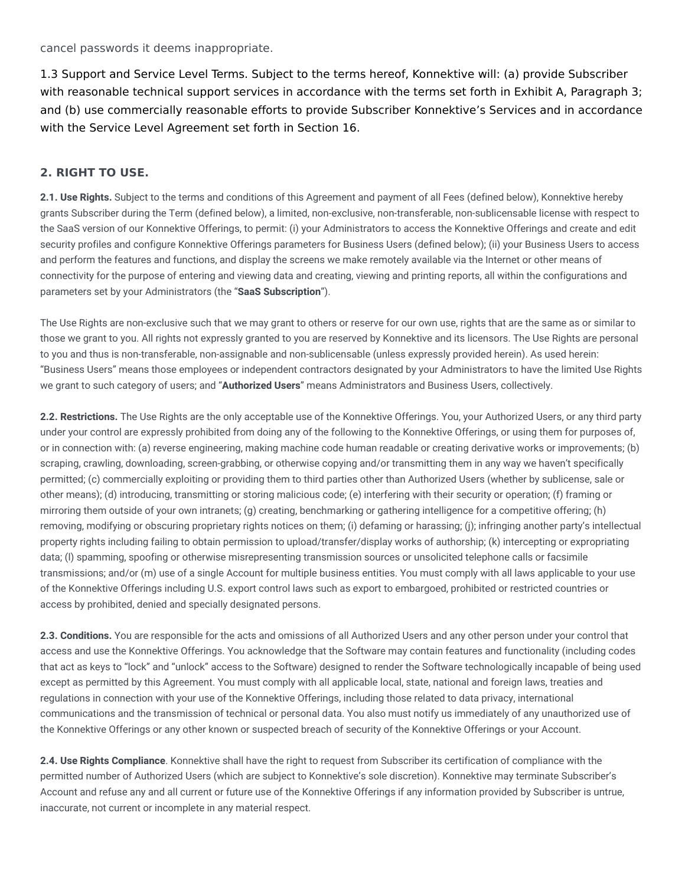cancel passwords it deems inappropriate.

1.3 Support and Service Level Terms. Subject to the terms hereof, Konnektive will: (a) provide Subscriber with reasonable technical support services in accordance with the terms set forth in Exhibit A, Paragraph 3; and (b) use commercially reasonable efforts to provide Subscriber Konnektive's Services and in accordance with the Service Level Agreement set forth in Section 16.

## 2. RIGHT TO USE.

**2.1. Use Rights.** Subject to the terms and conditions of this Agreement and payment of all Fees (defined below), Konnektive hereby grants Subscriber during the Term (defined below), a limited, non-exclusive, non-transferable, non-sublicensable license with respect to the SaaS version of our Konnektive Offerings, to permit: (i) your Administrators to access the Konnektive Offerings and create and edit security profiles and configure Konnektive Offerings parameters for Business Users (defined below); (ii) your Business Users to access and perform the features and functions, and display the screens we make remotely available via the Internet or other means of connectivity for the purpose of entering and viewing data and creating, viewing and printing reports, all within the configurations and parameters set by your Administrators (the "**SaaS Subscription**").

The Use Rights are non-exclusive such that we may grant to others or reserve for our own use, rights that are the same as or similar to those we grant to you. All rights not expressly granted to you are reserved by Konnektive and its licensors. The Use Rights are personal to you and thus is non-transferable, non-assignable and non-sublicensable (unless expressly provided herein). As used herein: "Business Users" means those employees or independent contractors designated by your Administrators to have the limited Use Rights we grant to such category of users; and "**Authorized Users**" means Administrators and Business Users, collectively.

**2.2. Restrictions.** The Use Rights are the only acceptable use of the Konnektive Offerings. You, your Authorized Users, or any third party under your control are expressly prohibited from doing any of the following to the Konnektive Offerings, or using them for purposes of, or in connection with: (a) reverse engineering, making machine code human readable or creating derivative works or improvements; (b) scraping, crawling, downloading, screen-grabbing, or otherwise copying and/or transmitting them in any way we haven't specifically permitted; (c) commercially exploiting or providing them to third parties other than Authorized Users (whether by sublicense, sale or other means); (d) introducing, transmitting or storing malicious code; (e) interfering with their security or operation; (f) framing or mirroring them outside of your own intranets; (g) creating, benchmarking or gathering intelligence for a competitive offering; (h) removing, modifying or obscuring proprietary rights notices on them; (i) defaming or harassing; (j); infringing another party's intellectual property rights including failing to obtain permission to upload/transfer/display works of authorship; (k) intercepting or expropriating data; (l) spamming, spoofing or otherwise misrepresenting transmission sources or unsolicited telephone calls or facsimile transmissions; and/or (m) use of a single Account for multiple business entities. You must comply with all laws applicable to your use of the Konnektive Offerings including U.S. export control laws such as export to embargoed, prohibited or restricted countries or access by prohibited, denied and specially designated persons.

**2.3. Conditions.** You are responsible for the acts and omissions of all Authorized Users and any other person under your control that access and use the Konnektive Offerings. You acknowledge that the Software may contain features and functionality (including codes that act as keys to "lock" and "unlock" access to the Software) designed to render the Software technologically incapable of being used except as permitted by this Agreement. You must comply with all applicable local, state, national and foreign laws, treaties and regulations in connection with your use of the Konnektive Offerings, including those related to data privacy, international communications and the transmission of technical or personal data. You also must notify us immediately of any unauthorized use of the Konnektive Offerings or any other known or suspected breach of security of the Konnektive Offerings or your Account.

**2.4. Use Rights Compliance**. Konnektive shall have the right to request from Subscriber its certification of compliance with the permitted number of Authorized Users (which are subject to Konnektive's sole discretion). Konnektive may terminate Subscriber's Account and refuse any and all current or future use of the Konnektive Offerings if any information provided by Subscriber is untrue, inaccurate, not current or incomplete in any material respect.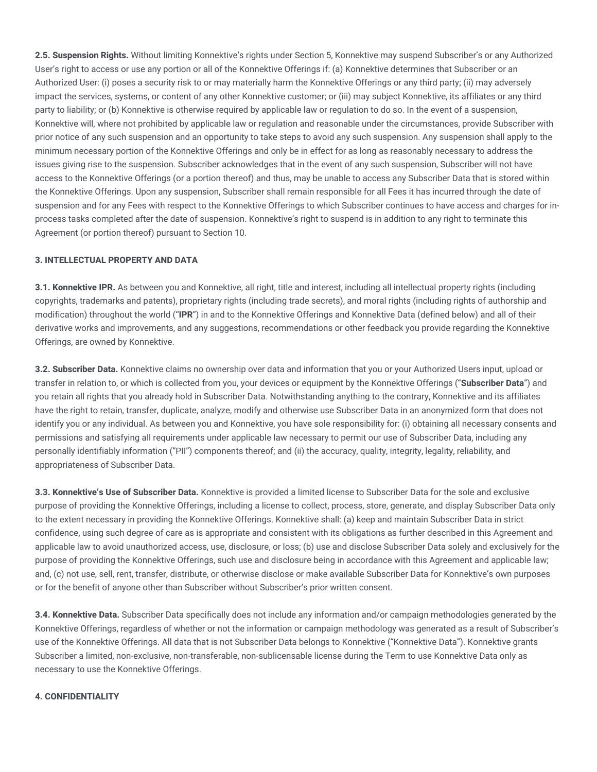**2.5. Suspension Rights.** Without limiting Konnektive's rights under Section 5, Konnektive may suspend Subscriber's or any Authorized User's right to access or use any portion or all of the Konnektive Offerings if: (a) Konnektive determines that Subscriber or an Authorized User: (i) poses a security risk to or may materially harm the Konnektive Offerings or any third party; (ii) may adversely impact the services, systems, or content of any other Konnektive customer; or (iii) may subject Konnektive, its affiliates or any third party to liability; or (b) Konnektive is otherwise required by applicable law or regulation to do so. In the event of a suspension, Konnektive will, where not prohibited by applicable law or regulation and reasonable under the circumstances, provide Subscriber with prior notice of any such suspension and an opportunity to take steps to avoid any such suspension. Any suspension shall apply to the minimum necessary portion of the Konnektive Offerings and only be in effect for as long as reasonably necessary to address the issues giving rise to the suspension. Subscriber acknowledges that in the event of any such suspension, Subscriber will not have access to the Konnektive Offerings (or a portion thereof) and thus, may be unable to access any Subscriber Data that is stored within the Konnektive Offerings. Upon any suspension, Subscriber shall remain responsible for all Fees it has incurred through the date of suspension and for any Fees with respect to the Konnektive Offerings to which Subscriber continues to have access and charges for in-process tasks completed after the date of suspension. Konnektive's right to suspend is in addition to any right to terminate this Agreement (or portion thereof) pursuant to Section 10.

**3. INTELLECTUAL PROPERTY AND DATA**

**3.1. Konnektive IPR.** As between you and Konnektive, all right, title and interest, including all intellectual property rights (including copyrights, trademarks and patents), proprietary rights (including trade secrets), and moral rights (including rights of authorship and modification) throughout the world ("**IPR**") in and to the Konnektive Offerings and Konnektive Data (defined below) and all of their derivative works and improvements, and any suggestions, recommendations or other feedback you provide regarding the Konnektive Offerings, are owned by Konnektive.

**3.2. Subscriber Data.** Konnektive claims no ownership over data and information that you or your Authorized Users input, upload or transfer in relation to, or which is collected from you, your devices or equipment by the Konnektive Offerings ("**Subscriber Data**") and you retain all rights that you already hold in Subscriber Data. Notwithstanding anything to the contrary, Konnektive and its affiliates have the right to retain, transfer, duplicate, analyze, modify and otherwise use Subscriber Data in an anonymized form that does not identify you or any individual. As between you and Konnektive, you have sole responsibility for: (i) obtaining all necessary consents and permissions and satisfying all requirements under applicable law necessary to permit our use of Subscriber Data, including any personally identifiably information ("PII") components thereof; and (ii) the accuracy, quality, integrity, legality, reliability, and appropriateness of Subscriber Data.

**3.3. Konnektive's Use of Subscriber Data.** Konnektive is provided a limited license to Subscriber Data for the sole and exclusive purpose of providing the Konnektive Offerings, including a license to collect, process, store, generate, and display Subscriber Data only to the extent necessary in providing the Konnektive Offerings. Konnektive shall: (a) keep and maintain Subscriber Data in strict confidence, using such degree of care as is appropriate and consistent with its obligations as further described in this Agreement and applicable law to avoid unauthorized access, use, disclosure, or loss; (b) use and disclose Subscriber Data solely and exclusively for the purpose of providing the Konnektive Offerings, such use and disclosure being in accordance with this Agreement and applicable law; and, (c) not use, sell, rent, transfer, distribute, or otherwise disclose or make available Subscriber Data for Konnektive's own purposes or for the benefit of anyone other than Subscriber without Subscriber's prior written consent.

**3.4. Konnektive Data.** Subscriber Data specifically does not include any information and/or campaign methodologies generated by the Konnektive Offerings, regardless of whether or not the information or campaign methodology was generated as a result of Subscriber's use of the Konnektive Offerings. All data that is not Subscriber Data belongs to Konnektive ("Konnektive Data"). Konnektive grants Subscriber a limited, non-exclusive, non-transferable, non-sublicensable license during the Term to use Konnektive Data only as necessary to use the Konnektive Offerings.

**4. CONFIDENTIALITY**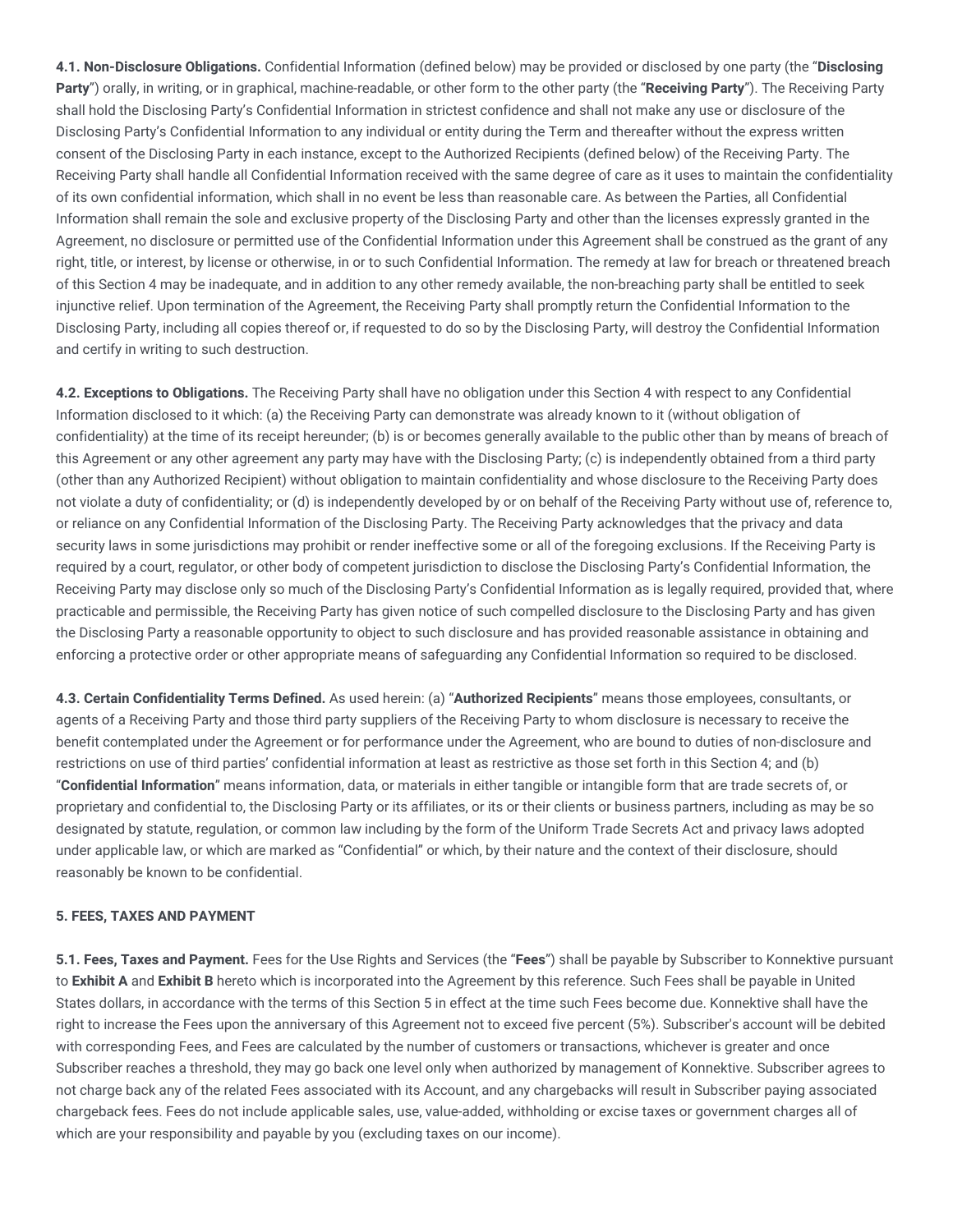**4.1. Non-Disclosure Obligations.** Confidential Information (defined below) may be provided or disclosed by one party (the "**Disclosing Party**") orally, in writing, or in graphical, machine-readable, or other form to the other party (the "**Receiving Party**"). The Receiving Party shall hold the Disclosing Party's Confidential Information in strictest confidence and shall not make any use or disclosure of the Disclosing Party's Confidential Information to any individual or entity during the Term and thereafter without the express written consent of the Disclosing Party in each instance, except to the Authorized Recipients (defined below) of the Receiving Party. The Receiving Party shall handle all Confidential Information received with the same degree of care as it uses to maintain the confidentiality of its own confidential information, which shall in no event be less than reasonable care. As between the Parties, all Confidential Information shall remain the sole and exclusive property of the Disclosing Party and other than the licenses expressly granted in the Agreement, no disclosure or permitted use of the Confidential Information under this Agreement shall be construed as the grant of any right, title, or interest, by license or otherwise, in or to such Confidential Information. The remedy at law for breach or threatened breach of this Section 4 may be inadequate, and in addition to any other remedy available, the non-breaching party shall be entitled to seek injunctive relief. Upon termination of the Agreement, the Receiving Party shall promptly return the Confidential Information to the Disclosing Party, including all copies thereof or, if requested to do so by the Disclosing Party, will destroy the Confidential Information and certify in writing to such destruction.

**4.2. Exceptions to Obligations.** The Receiving Party shall have no obligation under this Section 4 with respect to any Confidential Information disclosed to it which: (a) the Receiving Party can demonstrate was already known to it (without obligation of confidentiality) at the time of its receipt hereunder; (b) is or becomes generally available to the public other than by means of breach of this Agreement or any other agreement any party may have with the Disclosing Party; (c) is independently obtained from a third party (other than any Authorized Recipient) without obligation to maintain confidentiality and whose disclosure to the Receiving Party does not violate a duty of confidentiality; or (d) is independently developed by or on behalf of the Receiving Party without use of, reference to, or reliance on any Confidential Information of the Disclosing Party. The Receiving Party acknowledges that the privacy and data security laws in some jurisdictions may prohibit or render ineffective some or all of the foregoing exclusions. If the Receiving Party is required by a court, regulator, or other body of competent jurisdiction to disclose the Disclosing Party's Confidential Information, the Receiving Party may disclose only so much of the Disclosing Party's Confidential Information as is legally required, provided that, where practicable and permissible, the Receiving Party has given notice of such compelled disclosure to the Disclosing Party and has given the Disclosing Party a reasonable opportunity to object to such disclosure and has provided reasonable assistance in obtaining and enforcing a protective order or other appropriate means of safeguarding any Confidential Information so required to be disclosed.

**4.3. Certain Confidentiality Terms Defined.** As used herein: (a) "**Authorized Recipients**" means those employees, consultants, or agents of a Receiving Party and those third party suppliers of the Receiving Party to whom disclosure is necessary to receive the benefit contemplated under the Agreement or for performance under the Agreement, who are bound to duties of non-disclosure and restrictions on use of third parties' confidential information at least as restrictive as those set forth in this Section 4; and (b) "**Confidential Information**" means information, data, or materials in either tangible or intangible form that are trade secrets of, or proprietary and confidential to, the Disclosing Party or its affiliates, or its or their clients or business partners, including as may be so designated by statute, regulation, or common law including by the form of the Uniform Trade Secrets Act and privacy laws adopted under applicable law, or which are marked as "Confidential" or which, by their nature and the context of their disclosure, should reasonably be known to be confidential.

## 5. FEES, TAXES AND PAYMENT

**5.1. Fees, Taxes and Payment.** Fees for the Use Rights and Services (the "**Fees**") shall be payable by Subscriber to Konnektive pursuant to **Exhibit A** and **Exhibit B** hereto which is incorporated into the Agreement by this reference. Such Fees shall be payable in United States dollars, in accordance with the terms of this Section 5 in effect at the time such Fees become due. Konnektive shall have the right to increase the Fees upon the anniversary of this Agreement not to exceed five percent (5%). Subscriber's account will be debited with corresponding Fees, and Fees are calculated by the number of customers or transactions, whichever is greater and once Subscriber reaches a threshold, they may go back one level only when authorized by management of Konnektive. Subscriber agrees to not charge back any of the related Fees associated with its Account, and any chargebacks will result in Subscriber paying associated chargeback fees. Fees do not include applicable sales, use, value-added, withholding or excise taxes or government charges all of which are your responsibility and payable by you (excluding taxes on our income).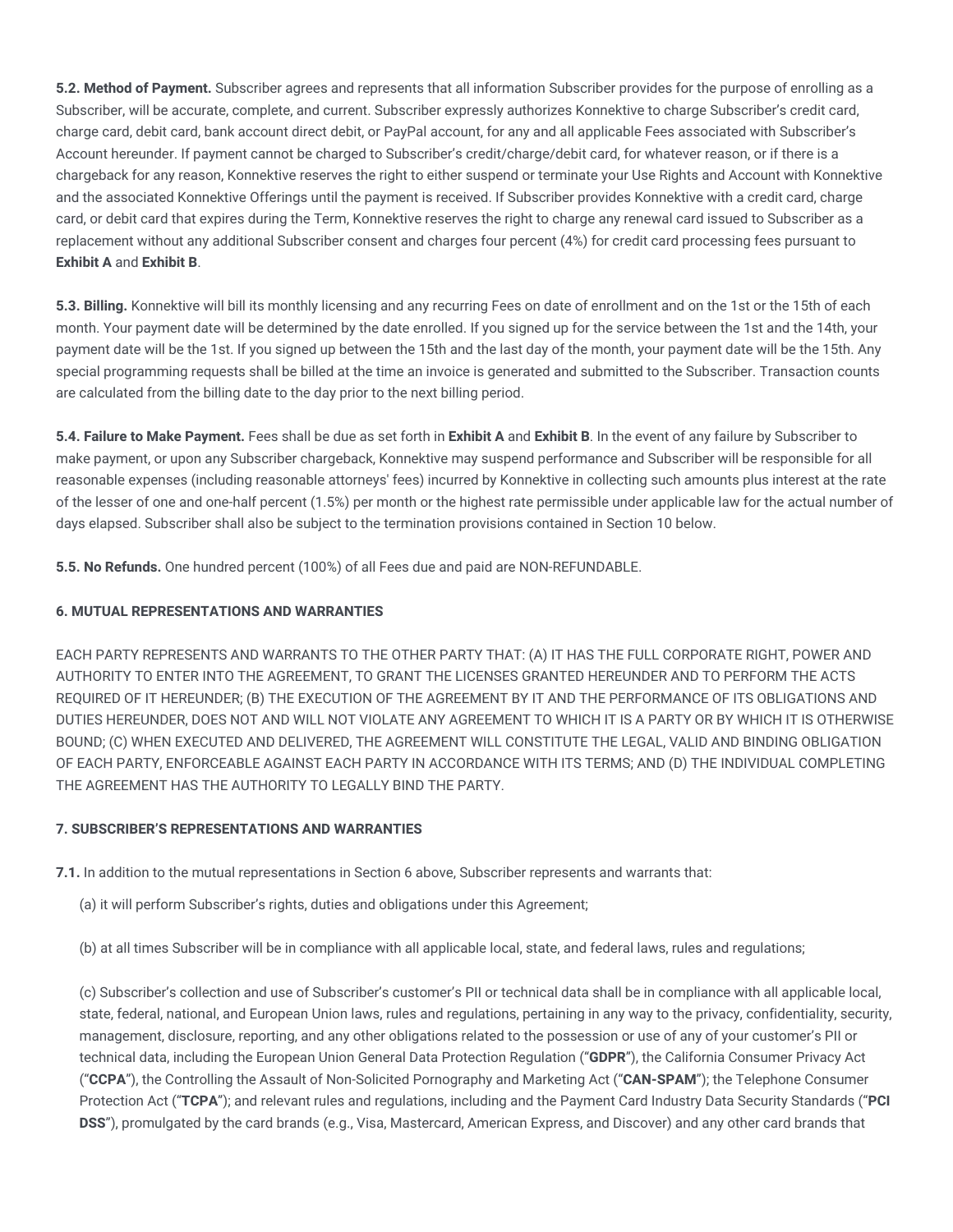**5.2. Method of Payment.** Subscriber agrees and represents that all information Subscriber provides for the purpose of enrolling as a Subscriber, will be accurate, complete, and current. Subscriber expressly authorizes Konnektive to charge Subscriber's credit card, charge card, debit card, bank account direct debit, or PayPal account, for any and all applicable Fees associated with Subscriber's Account hereunder. If payment cannot be charged to Subscriber's credit/charge/debit card, for whatever reason, or if there is a chargeback for any reason, Konnektive reserves the right to either suspend or terminate your Use Rights and Account with Konnektive and the associated Konnektive Offerings until the payment is received. If Subscriber provides Konnektive with a credit card, charge card, or debit card that expires during the Term, Konnektive reserves the right to charge any renewal card issued to Subscriber as a replacement without any additional Subscriber consent and charges four percent (4%) for credit card processing fees pursuant to **Exhibit A** and **Exhibit B**.

**5.3. Billing.** Konnektive will bill its monthly licensing and any recurring Fees on date of enrollment and on the 1st or the 15th of each month. Your payment date will be determined by the date enrolled. If you signed up for the service between the 1st and the 14th, your payment date will be the 1st. If you signed up between the 15th and the last day of the month, your payment date will be the 15th. Any special programming requests shall be billed at the time an invoice is generated and submitted to the Subscriber. Transaction counts are calculated from the billing date to the day prior to the next billing period.

**5.4. Failure to Make Payment.** Fees shall be due as set forth in **Exhibit A** and **Exhibit B**. In the event of any failure by Subscriber to make payment, or upon any Subscriber chargeback, Konnektive may suspend performance and Subscriber will be responsible for all reasonable expenses (including reasonable attorneys' fees) incurred by Konnektive in collecting such amounts plus interest at the rate of the lesser of one and one-half percent (1.5%) per month or the highest rate permissible under applicable law for the actual number of days elapsed. Subscriber shall also be subject to the termination provisions contained in Section 10 below.

**5.5. No Refunds.** One hundred percent (100%) of all Fees due and paid are NON-REFUNDABLE.

### 6. MUTUAL REPRESENTATIONS AND WARRANTIES

EACH PARTY REPRESENTS AND WARRANTS TO THE OTHER PARTY THAT: (A) IT HAS THE FULL CORPORATE RIGHT, POWER AND AUTHORITY TO ENTER INTO THE AGREEMENT, TO GRANT THE LICENSES GRANTED HEREUNDER AND TO PERFORM THE ACTS REQUIRED OF IT HEREUNDER; (B) THE EXECUTION OF THE AGREEMENT BY IT AND THE PERFORMANCE OF ITS OBLIGATIONS AND DUTIES HEREUNDER, DOES NOT AND WILL NOT VIOLATE ANY AGREEMENT TO WHICH IT IS A PARTY OR BY WHICH IT IS OTHERWISE BOUND; (C) WHEN EXECUTED AND DELIVERED, THE AGREEMENT WILL CONSTITUTE THE LEGAL, VALID AND BINDING OBLIGATION OF EACH PARTY, ENFORCEABLE AGAINST EACH PARTY IN ACCORDANCE WITH ITS TERMS; AND (D) THE INDIVIDUAL COMPLETING THE AGREEMENT HAS THE AUTHORITY TO LEGALLY BIND THE PARTY.

### 7. SUBSCRIBER'S REPRESENTATIONS AND WARRANTIES

**7.1.** In addition to the mutual representations in Section 6 above, Subscriber represents and warrants that:

(a) it will perform Subscriber's rights, duties and obligations under this Agreement;

(b) at all times Subscriber will be in compliance with all applicable local, state, and federal laws, rules and regulations;

(c) Subscriber's collection and use of Subscriber's customer's PII or technical data shall be in compliance with all applicable local, state, federal, national, and European Union laws, rules and regulations, pertaining in any way to the privacy, confidentiality, security, management, disclosure, reporting, and any other obligations related to the possession or use of any of your customer's PII or technical data, including the European Union General Data Protection Regulation ("**GDPR**"), the California Consumer Privacy Act ("**CCPA**"), the Controlling the Assault of Non-Solicited Pornography and Marketing Act ("**CAN-SPAM**"); the Telephone Consumer Protection Act ("**TCPA**"); and relevant rules and regulations, including and the Payment Card Industry Data Security Standards ("**PCI DSS**"), promulgated by the card brands (e.g., Visa, Mastercard, American Express, and Discover) and any other card brands that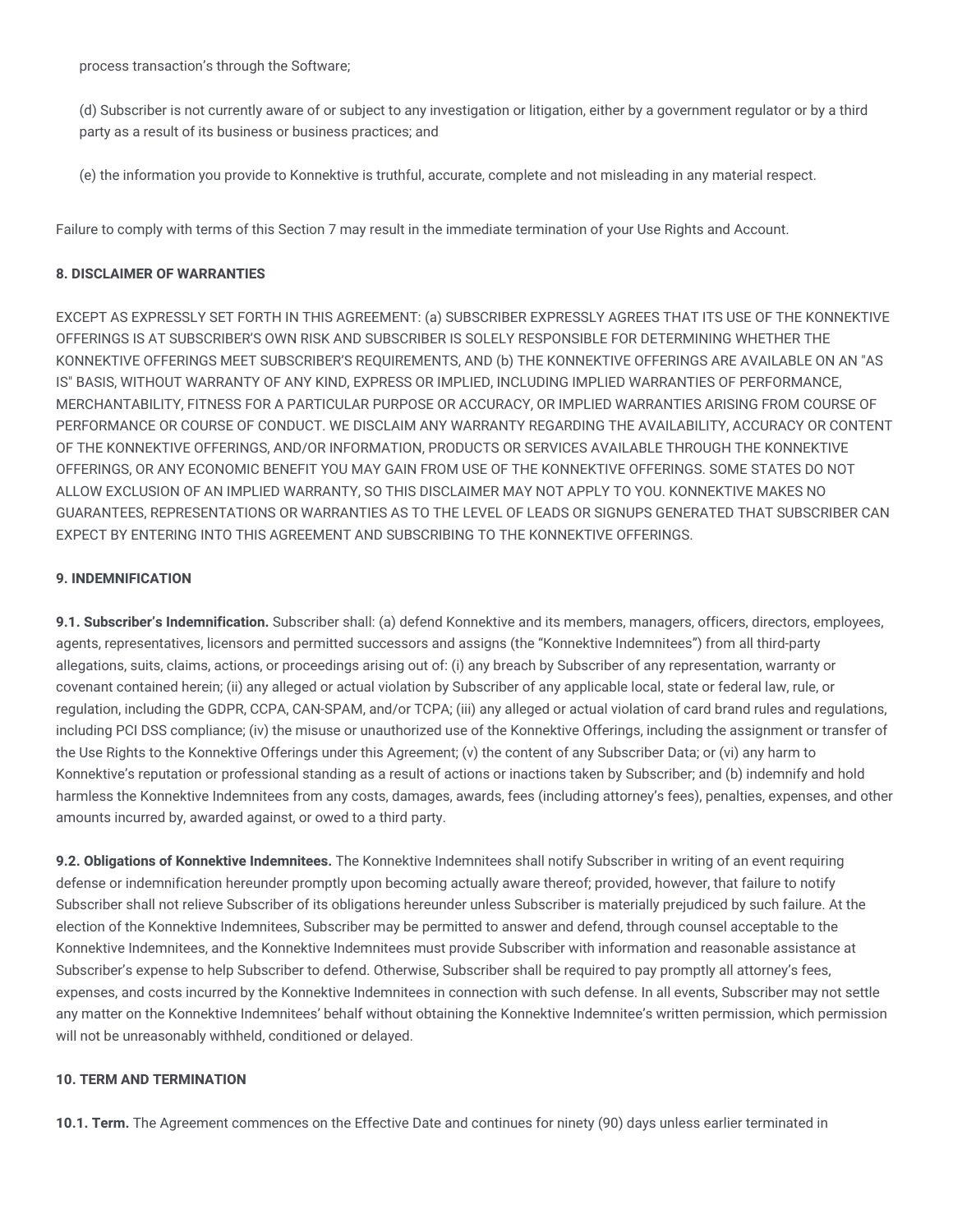process transaction's through the Software;

(d) Subscriber is not currently aware of or subject to any investigation or litigation, either by a government regulator or by a third party as a result of its business or business practices; and

(e) the information you provide to Konnektive is truthful, accurate, complete and not misleading in any material respect.

Failure to comply with terms of this Section 7 may result in the immediate termination of your Use Rights and Account.

**8. DISCLAIMER OF WARRANTIES**

EXCEPT AS EXPRESSLY SET FORTH IN THIS AGREEMENT: (a) SUBSCRIBER EXPRESSLY AGREES THAT ITS USE OF THE KONNEKTIVE OFFERINGS IS AT SUBSCRIBER'S OWN RISK AND SUBSCRIBER IS SOLELY RESPONSIBLE FOR DETERMINING WHETHER THE KONNEKTIVE OFFERINGS MEET SUBSCRIBER'S REQUIREMENTS, AND (b) THE KONNEKTIVE OFFERINGS ARE AVAILABLE ON AN "AS IS" BASIS, WITHOUT WARRANTY OF ANY KIND, EXPRESS OR IMPLIED, INCLUDING IMPLIED WARRANTIES OF PERFORMANCE, MERCHANTABILITY, FITNESS FOR A PARTICULAR PURPOSE OR ACCURACY, OR IMPLIED WARRANTIES ARISING FROM COURSE OF PERFORMANCE OR COURSE OF CONDUCT. WE DISCLAIM ANY WARRANTY REGARDING THE AVAILABILITY, ACCURACY OR CONTENT OF THE KONNEKTIVE OFFERINGS, AND/OR INFORMATION, PRODUCTS OR SERVICES AVAILABLE THROUGH THE KONNEKTIVE OFFERINGS, OR ANY ECONOMIC BENEFIT YOU MAY GAIN FROM USE OF THE KONNEKTIVE OFFERINGS. SOME STATES DO NOT ALLOW EXCLUSION OF AN IMPLIED WARRANTY, SO THIS DISCLAIMER MAY NOT APPLY TO YOU. KONNEKTIVE MAKES NO GUARANTEES, REPRESENTATIONS OR WARRANTIES AS TO THE LEVEL OF LEADS OR SIGNUPS GENERATED THAT SUBSCRIBER CAN EXPECT BY ENTERING INTO THIS AGREEMENT AND SUBSCRIBING TO THE KONNEKTIVE OFFERINGS.

**9. INDEMNIFICATION**

**9.1. Subscriber's Indemnification.** Subscriber shall: (a) defend Konnektive and its members, managers, officers, directors, employees, agents, representatives, licensors and permitted successors and assigns (the "Konnektive Indemnitees") from all third-party allegations, suits, claims, actions, or proceedings arising out of: (i) any breach by Subscriber of any representation, warranty or covenant contained herein; (ii) any alleged or actual violation by Subscriber of any applicable local, state or federal law, rule, or regulation, including the GDPR, CCPA, CAN-SPAM, and/or TCPA; (iii) any alleged or actual violation of card brand rules and regulations, including PCI DSS compliance; (iv) the misuse or unauthorized use of the Konnektive Offerings, including the assignment or transfer of the Use Rights to the Konnektive Offerings under this Agreement; (v) the content of any Subscriber Data; or (vi) any harm to Konnektive's reputation or professional standing as a result of actions or inactions taken by Subscriber; and (b) indemnify and hold harmless the Konnektive Indemnitees from any costs, damages, awards, fees (including attorney's fees), penalties, expenses, and other amounts incurred by, awarded against, or owed to a third party.

**9.2. Obligations of Konnektive Indemnitees.** The Konnektive Indemnitees shall notify Subscriber in writing of an event requiring defense or indemnification hereunder promptly upon becoming actually aware thereof; provided, however, that failure to notify Subscriber shall not relieve Subscriber of its obligations hereunder unless Subscriber is materially prejudiced by such failure. At the election of the Konnektive Indemnitees, Subscriber may be permitted to answer and defend, through counsel acceptable to the Konnektive Indemnitees, and the Konnektive Indemnitees must provide Subscriber with information and reasonable assistance at Subscriber's expense to help Subscriber to defend. Otherwise, Subscriber shall be required to pay promptly all attorney's fees, expenses, and costs incurred by the Konnektive Indemnitees in connection with such defense. In all events, Subscriber may not settle any matter on the Konnektive Indemnitees' behalf without obtaining the Konnektive Indemnitee's written permission, which permission will not be unreasonably withheld, conditioned or delayed.

**10. TERM AND TERMINATION**

**10.1. Term.** The Agreement commences on the Effective Date and continues for ninety (90) days unless earlier terminated in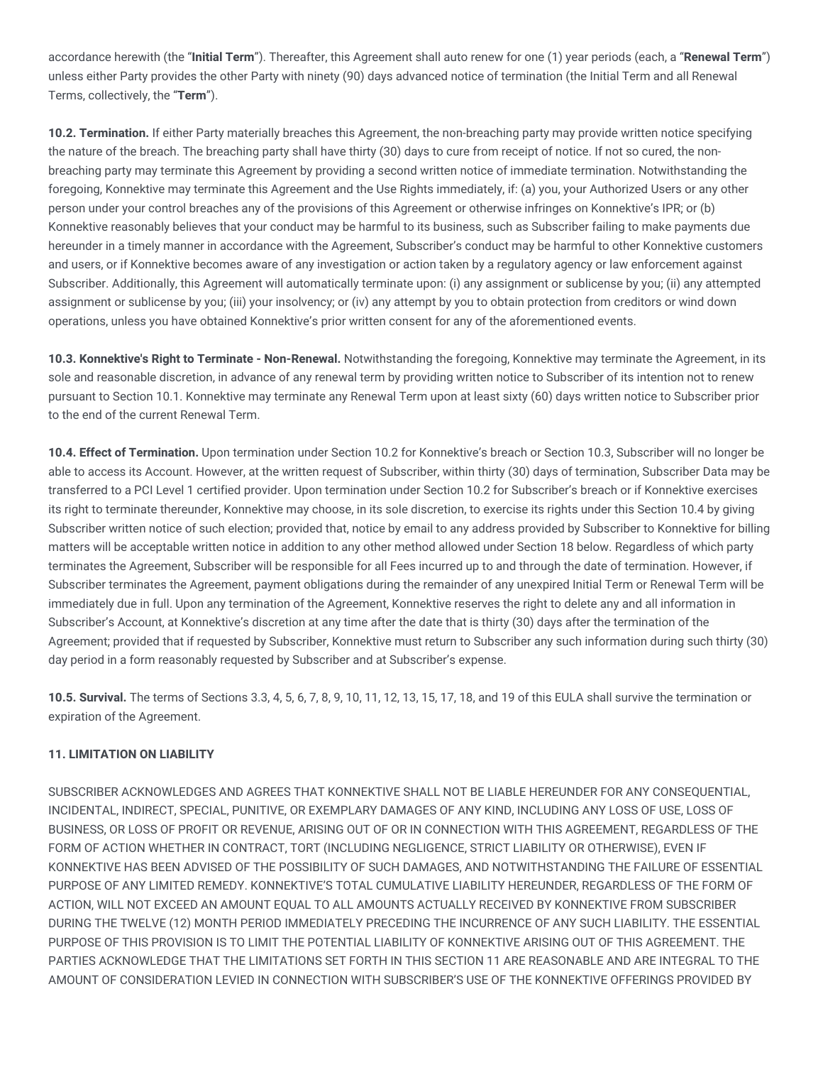accordance herewith (the "**Initial Term**"). Thereafter, this Agreement shall auto renew for one (1) year periods (each, a "**Renewal Term**") unless either Party provides the other Party with ninety (90) days advanced notice of termination (the Initial Term and all Renewal Terms, collectively, the "**Term**").

**10.2. Termination.** If either Party materially breaches this Agreement, the non-breaching party may provide written notice specifying the nature of the breach. The breaching party shall have thirty (30) days to cure from receipt of notice. If not so cured, the non-breaching party may terminate this Agreement by providing a second written notice of immediate termination. Notwithstanding the foregoing, Konnektive may terminate this Agreement and the Use Rights immediately, if: (a) you, your Authorized Users or any other person under your control breaches any of the provisions of this Agreement or otherwise infringes on Konnektive's IPR; or (b) Konnektive reasonably believes that your conduct may be harmful to its business, such as Subscriber failing to make payments due hereunder in a timely manner in accordance with the Agreement, Subscriber's conduct may be harmful to other Konnektive customers and users, or if Konnektive becomes aware of any investigation or action taken by a regulatory agency or law enforcement against Subscriber. Additionally, this Agreement will automatically terminate upon: (i) any assignment or sublicense by you; (ii) any attempted assignment or sublicense by you; (iii) your insolvency; or (iv) any attempt by you to obtain protection from creditors or wind down operations, unless you have obtained Konnektive's prior written consent for any of the aforementioned events.

**10.3. Konnektive's Right to Terminate - Non-Renewal.** Notwithstanding the foregoing, Konnektive may terminate the Agreement, in its sole and reasonable discretion, in advance of any renewal term by providing written notice to Subscriber of its intention not to renew pursuant to Section 10.1. Konnektive may terminate any Renewal Term upon at least sixty (60) days written notice to Subscriber prior to the end of the current Renewal Term.

**10.4. Effect of Termination.** Upon termination under Section 10.2 for Konnektive's breach or Section 10.3, Subscriber will no longer be able to access its Account. However, at the written request of Subscriber, within thirty (30) days of termination, Subscriber Data may be transferred to a PCI Level 1 certified provider. Upon termination under Section 10.2 for Subscriber's breach or if Konnektive exercises its right to terminate thereunder, Konnektive may choose, in its sole discretion, to exercise its rights under this Section 10.4 by giving Subscriber written notice of such election; provided that, notice by email to any address provided by Subscriber to Konnektive for billing matters will be acceptable written notice in addition to any other method allowed under Section 18 below. Regardless of which party terminates the Agreement, Subscriber will be responsible for all Fees incurred up to and through the date of termination. However, if Subscriber terminates the Agreement, payment obligations during the remainder of any unexpired Initial Term or Renewal Term will be immediately due in full. Upon any termination of the Agreement, Konnektive reserves the right to delete any and all information in Subscriber's Account, at Konnektive's discretion at any time after the date that is thirty (30) days after the termination of the Agreement; provided that if requested by Subscriber, Konnektive must return to Subscriber any such information during such thirty (30) day period in a form reasonably requested by Subscriber and at Subscriber's expense.

**10.5. Survival.** The terms of Sections 3.3, 4, 5, 6, 7, 8, 9, 10, 11, 12, 13, 15, 17, 18, and 19 of this EULA shall survive the termination or expiration of the Agreement.

**11. LIMITATION ON LIABILITY**

SUBSCRIBER ACKNOWLEDGES AND AGREES THAT KONNEKTIVE SHALL NOT BE LIABLE HEREUNDER FOR ANY CONSEQUENTIAL, INCIDENTAL, INDIRECT, SPECIAL, PUNITIVE, OR EXEMPLARY DAMAGES OF ANY KIND, INCLUDING ANY LOSS OF USE, LOSS OF BUSINESS, OR LOSS OF PROFIT OR REVENUE, ARISING OUT OF OR IN CONNECTION WITH THIS AGREEMENT, REGARDLESS OF THE FORM OF ACTION WHETHER IN CONTRACT, TORT (INCLUDING NEGLIGENCE, STRICT LIABILITY OR OTHERWISE), EVEN IF KONNEKTIVE HAS BEEN ADVISED OF THE POSSIBILITY OF SUCH DAMAGES, AND NOTWITHSTANDING THE FAILURE OF ESSENTIAL PURPOSE OF ANY LIMITED REMEDY. KONNEKTIVE'S TOTAL CUMULATIVE LIABILITY HEREUNDER, REGARDLESS OF THE FORM OF ACTION, WILL NOT EXCEED AN AMOUNT EQUAL TO ALL AMOUNTS ACTUALLY RECEIVED BY KONNEKTIVE FROM SUBSCRIBER DURING THE TWELVE (12) MONTH PERIOD IMMEDIATELY PRECEDING THE INCURRENCE OF ANY SUCH LIABILITY. THE ESSENTIAL PURPOSE OF THIS PROVISION IS TO LIMIT THE POTENTIAL LIABILITY OF KONNEKTIVE ARISING OUT OF THIS AGREEMENT. THE PARTIES ACKNOWLEDGE THAT THE LIMITATIONS SET FORTH IN THIS SECTION 11 ARE REASONABLE AND ARE INTEGRAL TO THE AMOUNT OF CONSIDERATION LEVIED IN CONNECTION WITH SUBSCRIBER'S USE OF THE KONNEKTIVE OFFERINGS PROVIDED BY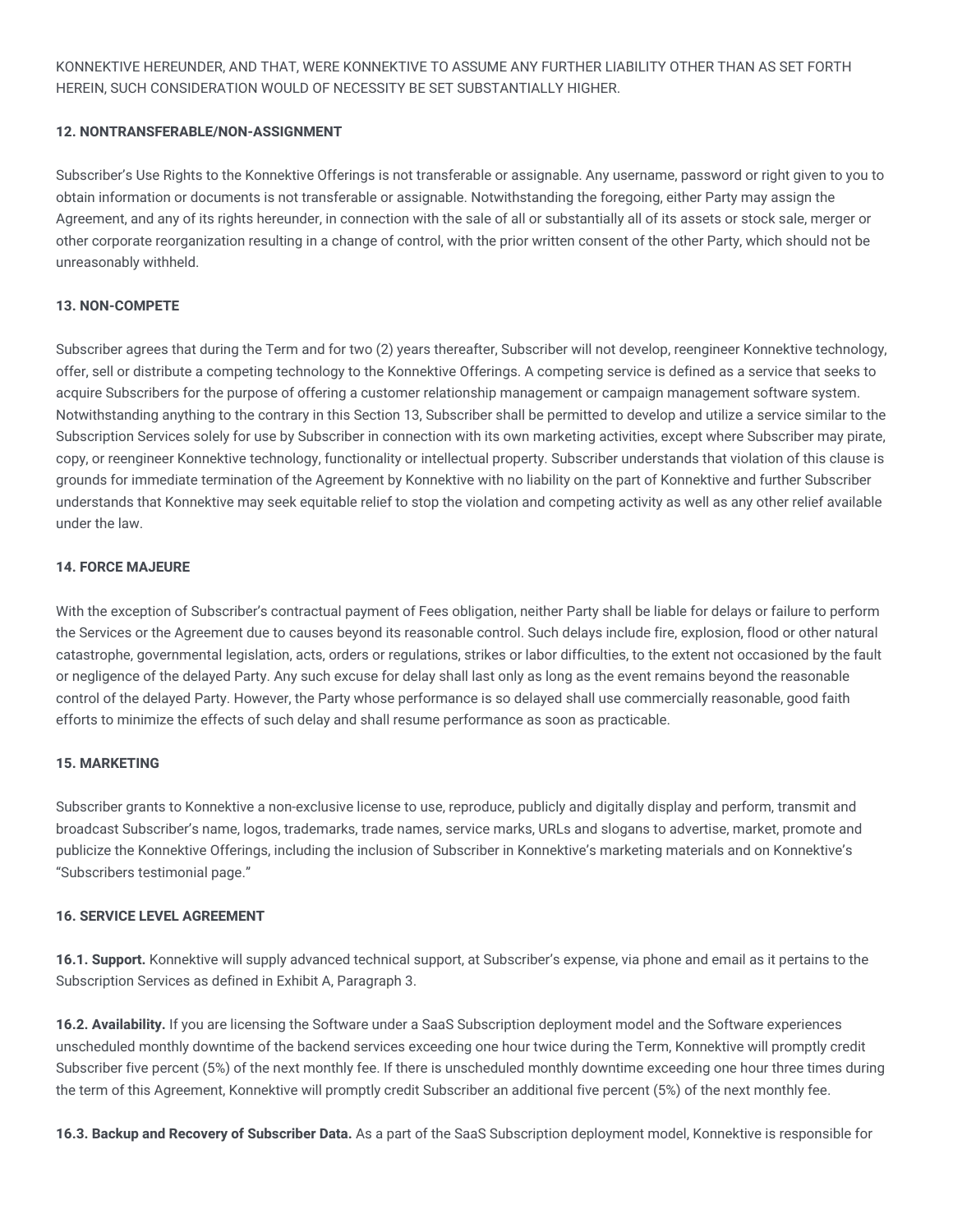KONNEKTIVE HEREUNDER, AND THAT, WERE KONNEKTIVE TO ASSUME ANY FURTHER LIABILITY OTHER THAN AS SET FORTH HEREIN, SUCH CONSIDERATION WOULD OF NECESSITY BE SET SUBSTANTIALLY HIGHER.

### 12. NONTRANSFERABLE/NON-ASSIGNMENT

Subscriber's Use Rights to the Konnektive Offerings is not transferable or assignable. Any username, password or right given to you to obtain information or documents is not transferable or assignable. Notwithstanding the foregoing, either Party may assign the Agreement, and any of its rights hereunder, in connection with the sale of all or substantially all of its assets or stock sale, merger or other corporate reorganization resulting in a change of control, with the prior written consent of the other Party, which should not be unreasonably withheld.

### 13. NON-COMPETE

Subscriber agrees that during the Term and for two (2) years thereafter, Subscriber will not develop, reengineer Konnektive technology, offer, sell or distribute a competing technology to the Konnektive Offerings. A competing service is defined as a service that seeks to acquire Subscribers for the purpose of offering a customer relationship management or campaign management software system. Notwithstanding anything to the contrary in this Section 13, Subscriber shall be permitted to develop and utilize a service similar to the Subscription Services solely for use by Subscriber in connection with its own marketing activities, except where Subscriber may pirate, copy, or reengineer Konnektive technology, functionality or intellectual property. Subscriber understands that violation of this clause is grounds for immediate termination of the Agreement by Konnektive with no liability on the part of Konnektive and further Subscriber understands that Konnektive may seek equitable relief to stop the violation and competing activity as well as any other relief available under the law.

### 14. FORCE MAJEURE

With the exception of Subscriber's contractual payment of Fees obligation, neither Party shall be liable for delays or failure to perform the Services or the Agreement due to causes beyond its reasonable control. Such delays include fire, explosion, flood or other natural catastrophe, governmental legislation, acts, orders or regulations, strikes or labor difficulties, to the extent not occasioned by the fault or negligence of the delayed Party. Any such excuse for delay shall last only as long as the event remains beyond the reasonable control of the delayed Party. However, the Party whose performance is so delayed shall use commercially reasonable, good faith efforts to minimize the effects of such delay and shall resume performance as soon as practicable.

### 15. MARKETING

Subscriber grants to Konnektive a non-exclusive license to use, reproduce, publicly and digitally display and perform, transmit and broadcast Subscriber's name, logos, trademarks, trade names, service marks, URLs and slogans to advertise, market, promote and publicize the Konnektive Offerings, including the inclusion of Subscriber in Konnektive's marketing materials and on Konnektive's "Subscribers testimonial page."

### 16. SERVICE LEVEL AGREEMENT

**16.1. Support.** Konnektive will supply advanced technical support, at Subscriber's expense, via phone and email as it pertains to the Subscription Services as defined in Exhibit A, Paragraph 3.

**16.2. Availability.** If you are licensing the Software under a SaaS Subscription deployment model and the Software experiences unscheduled monthly downtime of the backend services exceeding one hour twice during the Term, Konnektive will promptly credit Subscriber five percent (5%) of the next monthly fee. If there is unscheduled monthly downtime exceeding one hour three times during the term of this Agreement, Konnektive will promptly credit Subscriber an additional five percent (5%) of the next monthly fee.

**16.3. Backup and Recovery of Subscriber Data.** As a part of the SaaS Subscription deployment model, Konnektive is responsible for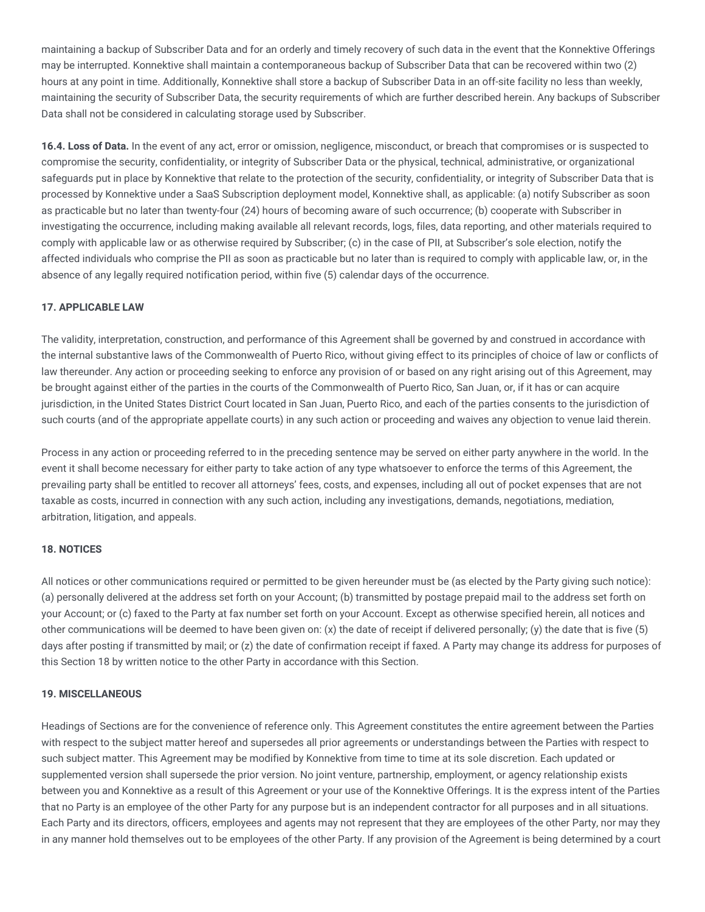maintaining a backup of Subscriber Data and for an orderly and timely recovery of such data in the event that the Konnektive Offerings may be interrupted. Konnektive shall maintain a contemporaneous backup of Subscriber Data that can be recovered within two (2) hours at any point in time. Additionally, Konnektive shall store a backup of Subscriber Data in an off-site facility no less than weekly, maintaining the security of Subscriber Data, the security requirements of which are further described herein. Any backups of Subscriber Data shall not be considered in calculating storage used by Subscriber.

**16.4. Loss of Data.** In the event of any act, error or omission, negligence, misconduct, or breach that compromises or is suspected to compromise the security, confidentiality, or integrity of Subscriber Data or the physical, technical, administrative, or organizational safeguards put in place by Konnektive that relate to the protection of the security, confidentiality, or integrity of Subscriber Data that is processed by Konnektive under a SaaS Subscription deployment model, Konnektive shall, as applicable: (a) notify Subscriber as soon as practicable but no later than twenty-four (24) hours of becoming aware of such occurrence; (b) cooperate with Subscriber in investigating the occurrence, including making available all relevant records, logs, files, data reporting, and other materials required to comply with applicable law or as otherwise required by Subscriber; (c) in the case of PII, at Subscriber's sole election, notify the affected individuals who comprise the PII as soon as practicable but no later than is required to comply with applicable law, or, in the absence of any legally required notification period, within five (5) calendar days of the occurrence.

### 17. APPLICABLE LAW

The validity, interpretation, construction, and performance of this Agreement shall be governed by and construed in accordance with the internal substantive laws of the Commonwealth of Puerto Rico, without giving effect to its principles of choice of law or conflicts of law thereunder. Any action or proceeding seeking to enforce any provision of or based on any right arising out of this Agreement, may be brought against either of the parties in the courts of the Commonwealth of Puerto Rico, San Juan, or, if it has or can acquire jurisdiction, in the United States District Court located in San Juan, Puerto Rico, and each of the parties consents to the jurisdiction of such courts (and of the appropriate appellate courts) in any such action or proceeding and waives any objection to venue laid therein.

Process in any action or proceeding referred to in the preceding sentence may be served on either party anywhere in the world. In the event it shall become necessary for either party to take action of any type whatsoever to enforce the terms of this Agreement, the prevailing party shall be entitled to recover all attorneys' fees, costs, and expenses, including all out of pocket expenses that are not taxable as costs, incurred in connection with any such action, including any investigations, demands, negotiations, mediation, arbitration, litigation, and appeals.

### 18. NOTICES

All notices or other communications required or permitted to be given hereunder must be (as elected by the Party giving such notice): (a) personally delivered at the address set forth on your Account; (b) transmitted by postage prepaid mail to the address set forth on your Account; or (c) faxed to the Party at fax number set forth on your Account. Except as otherwise specified herein, all notices and other communications will be deemed to have been given on: (x) the date of receipt if delivered personally; (y) the date that is five (5) days after posting if transmitted by mail; or (z) the date of confirmation receipt if faxed. A Party may change its address for purposes of this Section 18 by written notice to the other Party in accordance with this Section.

### 19. MISCELLANEOUS

Headings of Sections are for the convenience of reference only. This Agreement constitutes the entire agreement between the Parties with respect to the subject matter hereof and supersedes all prior agreements or understandings between the Parties with respect to such subject matter. This Agreement may be modified by Konnektive from time to time at its sole discretion. Each updated or supplemented version shall supersede the prior version. No joint venture, partnership, employment, or agency relationship exists between you and Konnektive as a result of this Agreement or your use of the Konnektive Offerings. It is the express intent of the Parties that no Party is an employee of the other Party for any purpose but is an independent contractor for all purposes and in all situations. Each Party and its directors, officers, employees and agents may not represent that they are employees of the other Party, nor may they in any manner hold themselves out to be employees of the other Party. If any provision of the Agreement is being determined by a court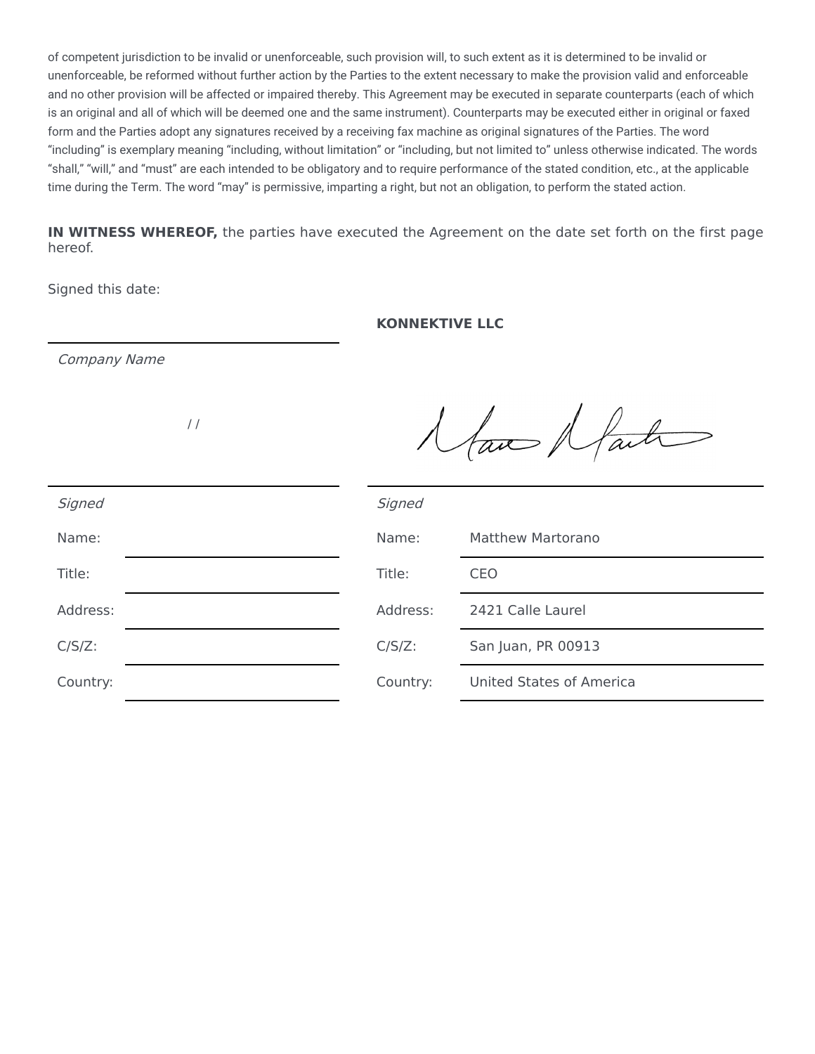of competent jurisdiction to be invalid or unenforceable, such provision will, to such extent as it is determined to be invalid or unenforceable, be reformed without further action by the Parties to the extent necessary to make the provision valid and enforceable and no other provision will be affected or impaired thereby. This Agreement may be executed in separate counterparts (each of which is an original and all of which will be deemed one and the same instrument). Counterparts may be executed either in original or faxed form and the Parties adopt any signatures received by a receiving fax machine as original signatures of the Parties. The word "including" is exemplary meaning "including, without limitation" or "including, but not limited to" unless otherwise indicated. The words "shall," "will," and "must" are each intended to be obligatory and to require performance of the stated condition, etc., at the applicable time during the Term. The word "may" is permissive, imparting a right, but not an obligation, to perform the stated action.

**IN WITNESS WHEREOF,** the parties have executed the Agreement on the date set forth on the first page hereof.

Signed this date:

| ______________________ | **KONNEKTIVE LLC** |
|---|---|
| *Company Name* | |
| / / | [Signature] |
| *Signed* | *Signed* |
| Name: | Name: Matthew Martorano |
| Title: | Title: CEO |
| Address: | Address: 2421 Calle Laurel |
| C/S/Z: | C/S/Z: San Juan, PR 00913 |
| Country: | Country: United States of America |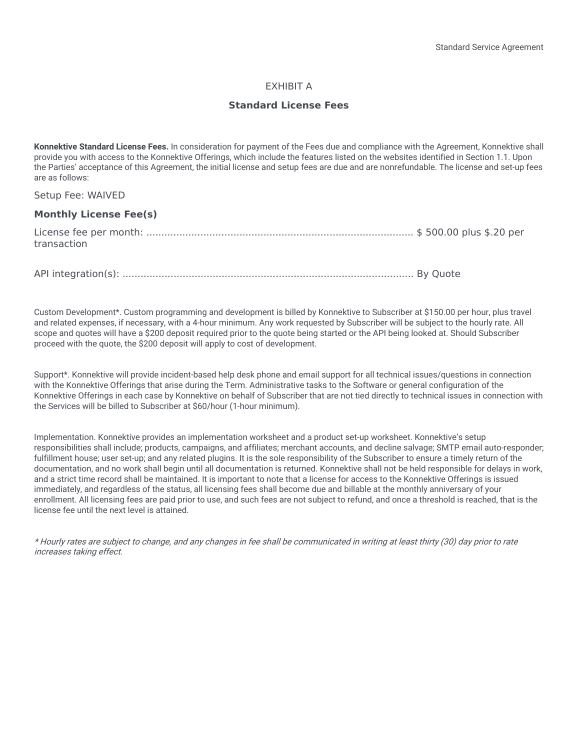# EXHIBIT A

## Standard License Fees

**Konnektive Standard License Fees.** In consideration for payment of the Fees due and compliance with the Agreement, Konnektive shall provide you with access to the Konnektive Offerings, which include the features listed on the websites identified in Section 1.1. Upon the Parties' acceptance of this Agreement, the initial license and setup fees are due and are nonrefundable. The license and set-up fees are as follows:

Setup Fee: WAIVED

**Monthly License Fee(s)**

License fee per month: ........................................................................................ $ 500.00 plus $.20 per transaction

API integration(s): ................................................................................................ By Quote

Custom Development*. Custom programming and development is billed by Konnektive to Subscriber at $150.00 per hour, plus travel and related expenses, if necessary, with a 4-hour minimum. Any work requested by Subscriber will be subject to the hourly rate. All scope and quotes will have a $200 deposit required prior to the quote being started or the API being looked at. Should Subscriber proceed with the quote, the $200 deposit will apply to cost of development.

Support*. Konnektive will provide incident-based help desk phone and email support for all technical issues/questions in connection with the Konnektive Offerings that arise during the Term. Administrative tasks to the Software or general configuration of the Konnektive Offerings in each case by Konnektive on behalf of Subscriber that are not tied directly to technical issues in connection with the Services will be billed to Subscriber at $60/hour (1-hour minimum).

Implementation. Konnektive provides an implementation worksheet and a product set-up worksheet. Konnektive's setup responsibilities shall include; products, campaigns, and affiliates; merchant accounts, and decline salvage; SMTP email auto-responder; fulfillment house; user set-up; and any related plugins. It is the sole responsibility of the Subscriber to ensure a timely return of the documentation, and no work shall begin until all documentation is returned. Konnektive shall not be held responsible for delays in work, and a strict time record shall be maintained. It is important to note that a license for access to the Konnektive Offerings is issued immediately, and regardless of the status, all licensing fees shall become due and billable at the monthly anniversary of your enrollment. All licensing fees are paid prior to use, and such fees are not subject to refund, and once a threshold is reached, that is the license fee until the next level is attained.

*\* Hourly rates are subject to change, and any changes in fee shall be communicated in writing at least thirty (30) day prior to rate increases taking effect.*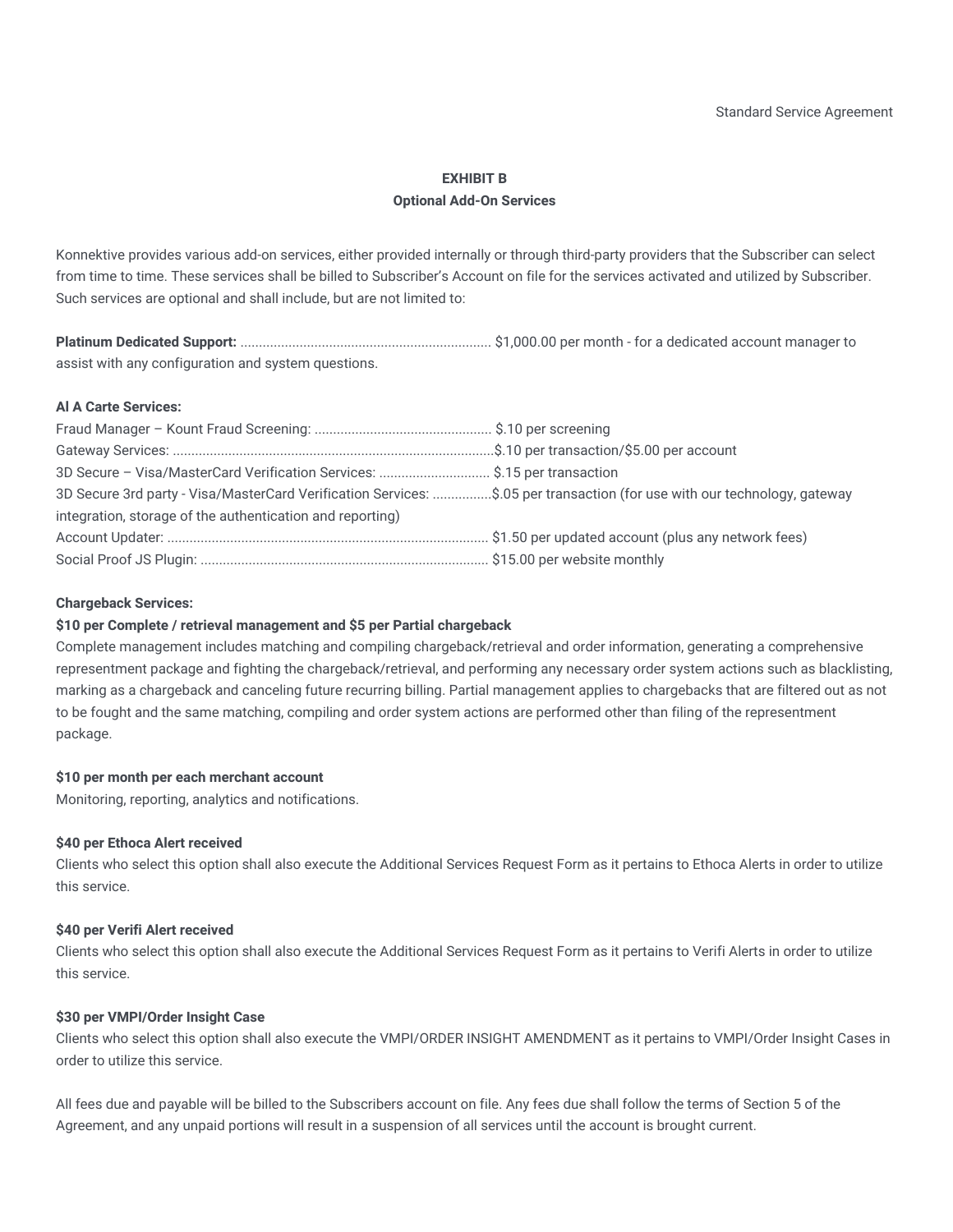## EXHIBIT B
### Optional Add-On Services

Konnektive provides various add-on services, either provided internally or through third-party providers that the Subscriber can select from time to time. These services shall be billed to Subscriber's Account on file for the services activated and utilized by Subscriber. Such services are optional and shall include, but are not limited to:

**Platinum Dedicated Support:** .................................................................... $1,000.00 per month - for a dedicated account manager to assist with any configuration and system questions.

**Al A Carte Services:**

Fraud Manager – Kount Fraud Screening: ................................................ $.10 per screening
Gateway Services: .......................................................................................$.10 per transaction/$5.00 per account
3D Secure – Visa/MasterCard Verification Services: .............................. $.15 per transaction
3D Secure 3rd party - Visa/MasterCard Verification Services: ................$.05 per transaction (for use with our technology, gateway integration, storage of the authentication and reporting)
Account Updater: ....................................................................................... $1.50 per updated account (plus any network fees)
Social Proof JS Plugin: .............................................................................. $15.00 per website monthly

**Chargeback Services:**

**$10 per Complete / retrieval management and $5 per Partial chargeback**

Complete management includes matching and compiling chargeback/retrieval and order information, generating a comprehensive representment package and fighting the chargeback/retrieval, and performing any necessary order system actions such as blacklisting, marking as a chargeback and canceling future recurring billing. Partial management applies to chargebacks that are filtered out as not to be fought and the same matching, compiling and order system actions are performed other than filing of the representment package.

**$10 per month per each merchant account**

Monitoring, reporting, analytics and notifications.

**$40 per Ethoca Alert received**

Clients who select this option shall also execute the Additional Services Request Form as it pertains to Ethoca Alerts in order to utilize this service.

**$40 per Verifi Alert received**

Clients who select this option shall also execute the Additional Services Request Form as it pertains to Verifi Alerts in order to utilize this service.

**$30 per VMPI/Order Insight Case**

Clients who select this option shall also execute the VMPI/ORDER INSIGHT AMENDMENT as it pertains to VMPI/Order Insight Cases in order to utilize this service.

All fees due and payable will be billed to the Subscribers account on file. Any fees due shall follow the terms of Section 5 of the Agreement, and any unpaid portions will result in a suspension of all services until the account is brought current.